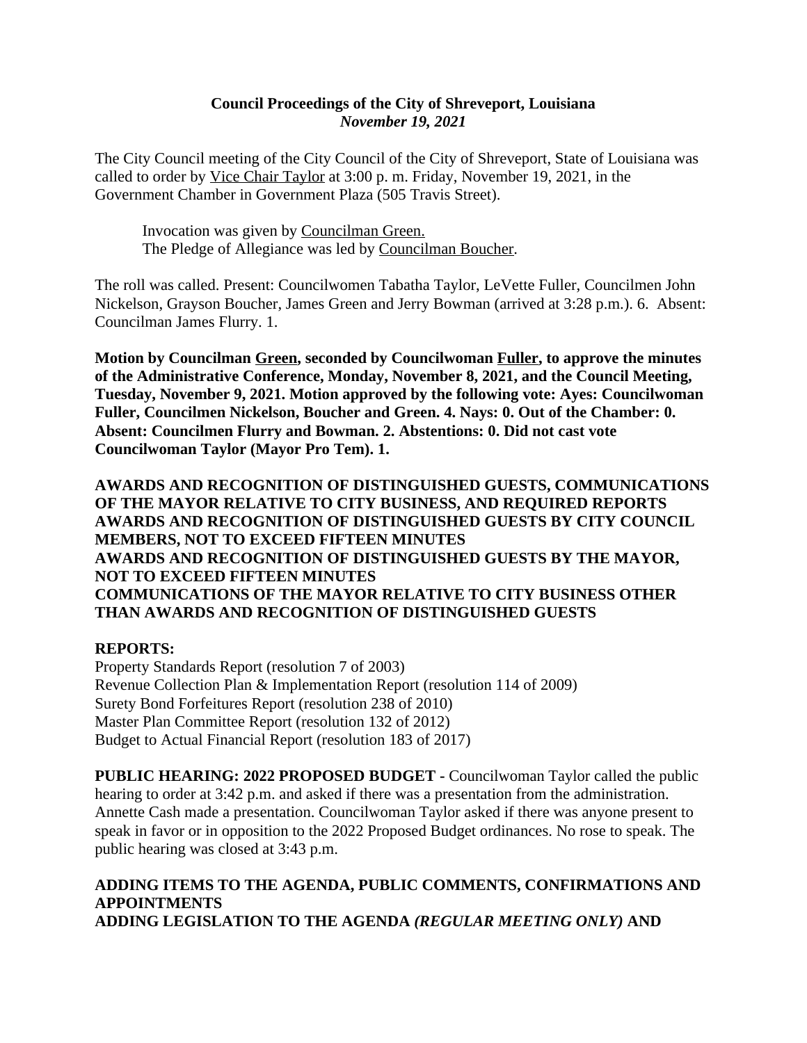## Council Proceedings of the City of Shreveport, Louisiana
*November 19, 2021*

The City Council meeting of the City Council of the City of Shreveport, State of Louisiana was called to order by Vice Chair Taylor at 3:00 p. m. Friday, November 19, 2021, in the Government Chamber in Government Plaza (505 Travis Street).

Invocation was given by Councilman Green.
The Pledge of Allegiance was led by Councilman Boucher.

The roll was called. Present: Councilwomen Tabatha Taylor, LeVette Fuller, Councilmen John Nickelson, Grayson Boucher, James Green and Jerry Bowman (arrived at 3:28 p.m.). 6. Absent: Councilman James Flurry. 1.

**Motion by Councilman Green, seconded by Councilwoman Fuller, to approve the minutes of the Administrative Conference, Monday, November 8, 2021, and the Council Meeting, Tuesday, November 9, 2021. Motion approved by the following vote: Ayes: Councilwoman Fuller, Councilmen Nickelson, Boucher and Green. 4. Nays: 0. Out of the Chamber: 0. Absent: Councilmen Flurry and Bowman. 2. Abstentions: 0. Did not cast vote Councilwoman Taylor (Mayor Pro Tem). 1.**

**AWARDS AND RECOGNITION OF DISTINGUISHED GUESTS, COMMUNICATIONS OF THE MAYOR RELATIVE TO CITY BUSINESS, AND REQUIRED REPORTS**
**AWARDS AND RECOGNITION OF DISTINGUISHED GUESTS BY CITY COUNCIL MEMBERS, NOT TO EXCEED FIFTEEN MINUTES**
**AWARDS AND RECOGNITION OF DISTINGUISHED GUESTS BY THE MAYOR, NOT TO EXCEED FIFTEEN MINUTES**
**COMMUNICATIONS OF THE MAYOR RELATIVE TO CITY BUSINESS OTHER THAN AWARDS AND RECOGNITION OF DISTINGUISHED GUESTS**

**REPORTS:**
Property Standards Report (resolution 7 of 2003)
Revenue Collection Plan & Implementation Report (resolution 114 of 2009)
Surety Bond Forfeitures Report (resolution 238 of 2010)
Master Plan Committee Report (resolution 132 of 2012)
Budget to Actual Financial Report (resolution 183 of 2017)

**PUBLIC HEARING: 2022 PROPOSED BUDGET -** Councilwoman Taylor called the public hearing to order at 3:42 p.m. and asked if there was a presentation from the administration. Annette Cash made a presentation. Councilwoman Taylor asked if there was anyone present to speak in favor or in opposition to the 2022 Proposed Budget ordinances. No rose to speak. The public hearing was closed at 3:43 p.m.

**ADDING ITEMS TO THE AGENDA, PUBLIC COMMENTS, CONFIRMATIONS AND APPOINTMENTS**
**ADDING LEGISLATION TO THE AGENDA *(REGULAR MEETING ONLY)* AND**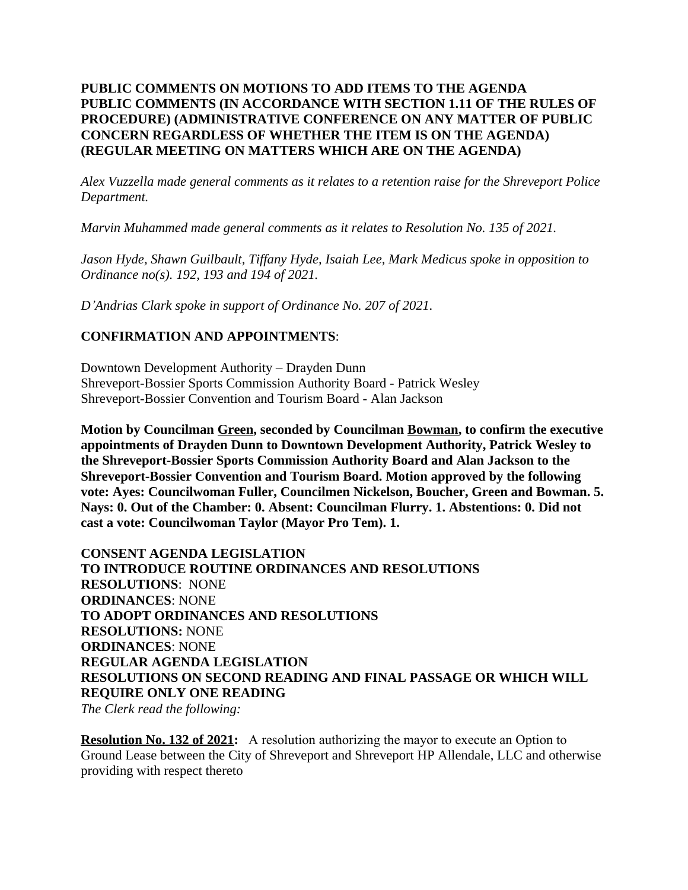**PUBLIC COMMENTS ON MOTIONS TO ADD ITEMS TO THE AGENDA**
**PUBLIC COMMENTS (IN ACCORDANCE WITH SECTION 1.11 OF THE RULES OF PROCEDURE) (ADMINISTRATIVE CONFERENCE ON ANY MATTER OF PUBLIC CONCERN REGARDLESS OF WHETHER THE ITEM IS ON THE AGENDA) (REGULAR MEETING ON MATTERS WHICH ARE ON THE AGENDA)**

*Alex Vuzzella made general comments as it relates to a retention raise for the Shreveport Police Department.*

*Marvin Muhammed made general comments as it relates to Resolution No. 135 of 2021.*

*Jason Hyde, Shawn Guilbault, Tiffany Hyde, Isaiah Lee, Mark Medicus spoke in opposition to Ordinance no(s). 192, 193 and 194 of 2021.*

*D'Andrias Clark spoke in support of Ordinance No. 207 of 2021.*

**CONFIRMATION AND APPOINTMENTS**:

Downtown Development Authority – Drayden Dunn
Shreveport-Bossier Sports Commission Authority Board - Patrick Wesley
Shreveport-Bossier Convention and Tourism Board - Alan Jackson

**Motion by Councilman Green, seconded by Councilman Bowman, to confirm the executive appointments of Drayden Dunn to Downtown Development Authority, Patrick Wesley to the Shreveport-Bossier Sports Commission Authority Board and Alan Jackson to the Shreveport-Bossier Convention and Tourism Board. Motion approved by the following vote: Ayes: Councilwoman Fuller, Councilmen Nickelson, Boucher, Green and Bowman. 5. Nays: 0. Out of the Chamber: 0. Absent: Councilman Flurry. 1. Abstentions: 0. Did not cast a vote: Councilwoman Taylor (Mayor Pro Tem). 1.**

**CONSENT AGENDA LEGISLATION**
**TO INTRODUCE ROUTINE ORDINANCES AND RESOLUTIONS**
**RESOLUTIONS**: NONE
**ORDINANCES**: NONE
**TO ADOPT ORDINANCES AND RESOLUTIONS**
**RESOLUTIONS:** NONE
**ORDINANCES**: NONE
**REGULAR AGENDA LEGISLATION**
**RESOLUTIONS ON SECOND READING AND FINAL PASSAGE OR WHICH WILL REQUIRE ONLY ONE READING**
*The Clerk read the following:*

**Resolution No. 132 of 2021:** A resolution authorizing the mayor to execute an Option to Ground Lease between the City of Shreveport and Shreveport HP Allendale, LLC and otherwise providing with respect thereto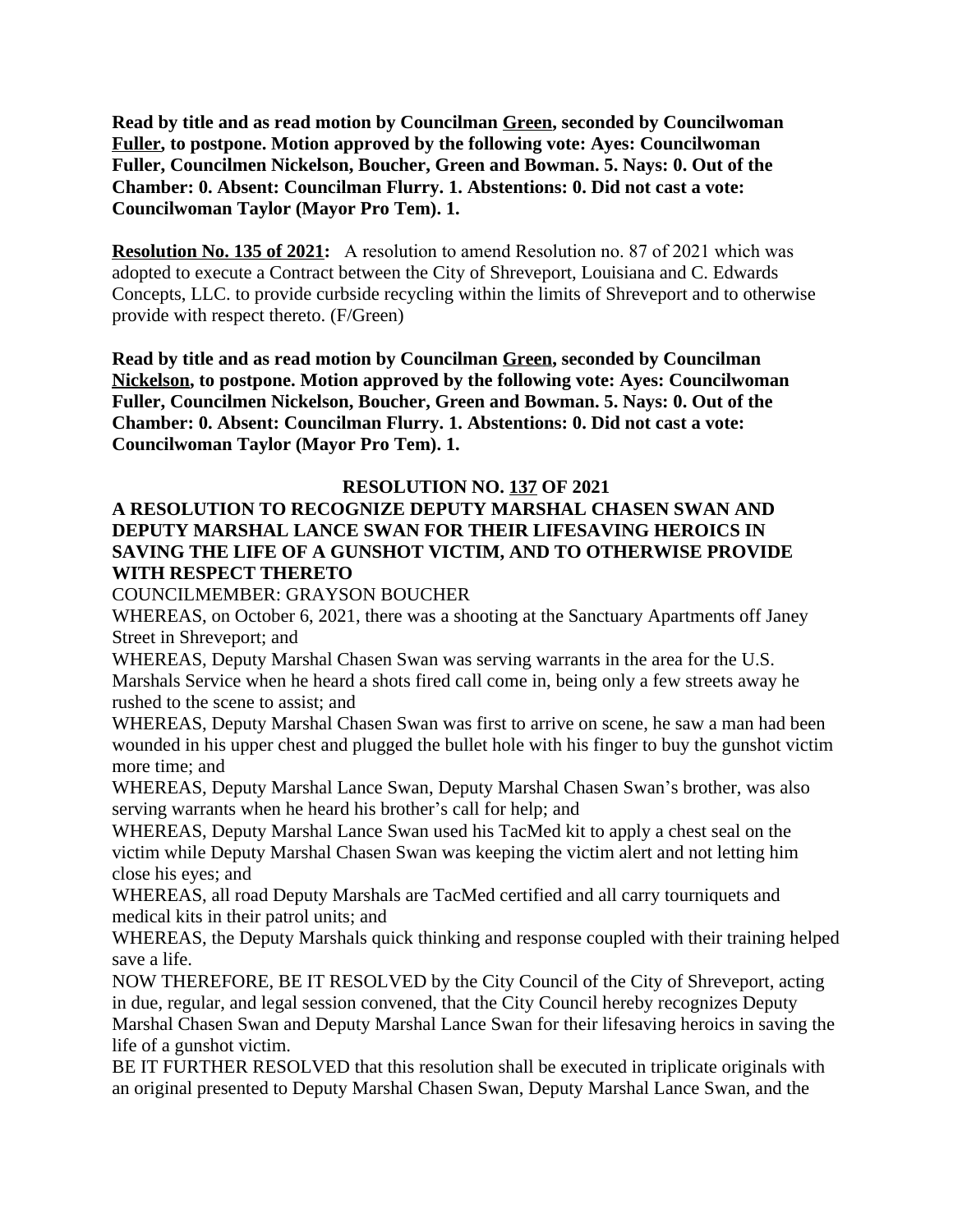**Read by title and as read motion by Councilman Green, seconded by Councilwoman Fuller, to postpone. Motion approved by the following vote: Ayes: Councilwoman Fuller, Councilmen Nickelson, Boucher, Green and Bowman. 5. Nays: 0. Out of the Chamber: 0. Absent: Councilman Flurry. 1. Abstentions: 0. Did not cast a vote: Councilwoman Taylor (Mayor Pro Tem). 1.**

**Resolution No. 135 of 2021:** A resolution to amend Resolution no. 87 of 2021 which was adopted to execute a Contract between the City of Shreveport, Louisiana and C. Edwards Concepts, LLC. to provide curbside recycling within the limits of Shreveport and to otherwise provide with respect thereto. (F/Green)

**Read by title and as read motion by Councilman Green, seconded by Councilman Nickelson, to postpone. Motion approved by the following vote: Ayes: Councilwoman Fuller, Councilmen Nickelson, Boucher, Green and Bowman. 5. Nays: 0. Out of the Chamber: 0. Absent: Councilman Flurry. 1. Abstentions: 0. Did not cast a vote: Councilwoman Taylor (Mayor Pro Tem). 1.**

**RESOLUTION NO. 137 OF 2021**

**A RESOLUTION TO RECOGNIZE DEPUTY MARSHAL CHASEN SWAN AND DEPUTY MARSHAL LANCE SWAN FOR THEIR LIFESAVING HEROICS IN SAVING THE LIFE OF A GUNSHOT VICTIM, AND TO OTHERWISE PROVIDE WITH RESPECT THERETO**

COUNCILMEMBER: GRAYSON BOUCHER

WHEREAS, on October 6, 2021, there was a shooting at the Sanctuary Apartments off Janey Street in Shreveport; and

WHEREAS, Deputy Marshal Chasen Swan was serving warrants in the area for the U.S. Marshals Service when he heard a shots fired call come in, being only a few streets away he rushed to the scene to assist; and

WHEREAS, Deputy Marshal Chasen Swan was first to arrive on scene, he saw a man had been wounded in his upper chest and plugged the bullet hole with his finger to buy the gunshot victim more time; and

WHEREAS, Deputy Marshal Lance Swan, Deputy Marshal Chasen Swan's brother, was also serving warrants when he heard his brother's call for help; and

WHEREAS, Deputy Marshal Lance Swan used his TacMed kit to apply a chest seal on the victim while Deputy Marshal Chasen Swan was keeping the victim alert and not letting him close his eyes; and

WHEREAS, all road Deputy Marshals are TacMed certified and all carry tourniquets and medical kits in their patrol units; and

WHEREAS, the Deputy Marshals quick thinking and response coupled with their training helped save a life.

NOW THEREFORE, BE IT RESOLVED by the City Council of the City of Shreveport, acting in due, regular, and legal session convened, that the City Council hereby recognizes Deputy Marshal Chasen Swan and Deputy Marshal Lance Swan for their lifesaving heroics in saving the life of a gunshot victim.

BE IT FURTHER RESOLVED that this resolution shall be executed in triplicate originals with an original presented to Deputy Marshal Chasen Swan, Deputy Marshal Lance Swan, and the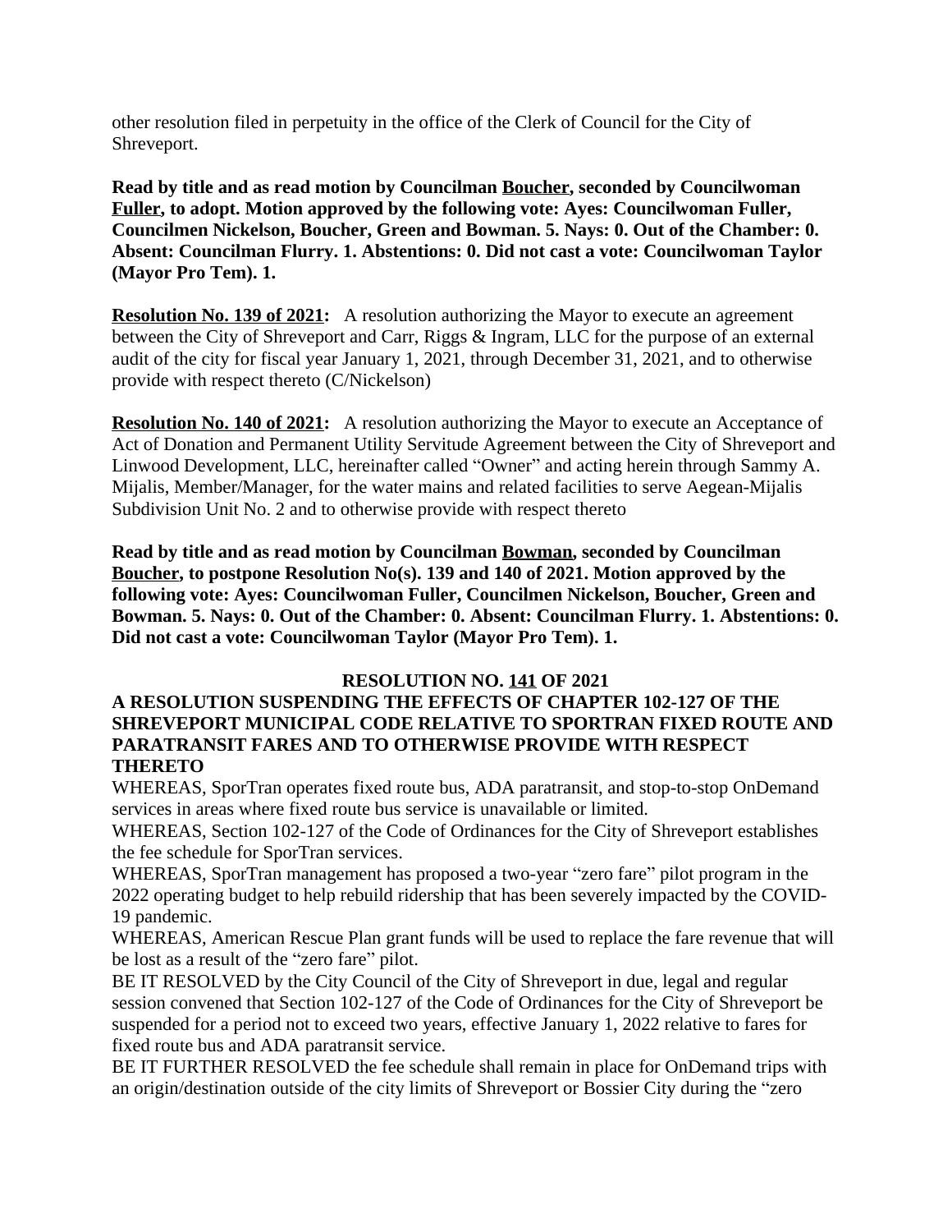other resolution filed in perpetuity in the office of the Clerk of Council for the City of Shreveport.

**Read by title and as read motion by Councilman Boucher, seconded by Councilwoman Fuller, to adopt. Motion approved by the following vote: Ayes: Councilwoman Fuller, Councilmen Nickelson, Boucher, Green and Bowman. 5. Nays: 0. Out of the Chamber: 0. Absent: Councilman Flurry. 1. Abstentions: 0. Did not cast a vote: Councilwoman Taylor (Mayor Pro Tem). 1.**

**Resolution No. 139 of 2021:** A resolution authorizing the Mayor to execute an agreement between the City of Shreveport and Carr, Riggs & Ingram, LLC for the purpose of an external audit of the city for fiscal year January 1, 2021, through December 31, 2021, and to otherwise provide with respect thereto (C/Nickelson)

**Resolution No. 140 of 2021:** A resolution authorizing the Mayor to execute an Acceptance of Act of Donation and Permanent Utility Servitude Agreement between the City of Shreveport and Linwood Development, LLC, hereinafter called "Owner" and acting herein through Sammy A. Mijalis, Member/Manager, for the water mains and related facilities to serve Aegean-Mijalis Subdivision Unit No. 2 and to otherwise provide with respect thereto

**Read by title and as read motion by Councilman Bowman, seconded by Councilman Boucher, to postpone Resolution No(s). 139 and 140 of 2021. Motion approved by the following vote: Ayes: Councilwoman Fuller, Councilmen Nickelson, Boucher, Green and Bowman. 5. Nays: 0. Out of the Chamber: 0. Absent: Councilman Flurry. 1. Abstentions: 0. Did not cast a vote: Councilwoman Taylor (Mayor Pro Tem). 1.**

**RESOLUTION NO. 141 OF 2021**

**A RESOLUTION SUSPENDING THE EFFECTS OF CHAPTER 102-127 OF THE SHREVEPORT MUNICIPAL CODE RELATIVE TO SPORTRAN FIXED ROUTE AND PARATRANSIT FARES AND TO OTHERWISE PROVIDE WITH RESPECT THERETO**

WHEREAS, SporTran operates fixed route bus, ADA paratransit, and stop-to-stop OnDemand services in areas where fixed route bus service is unavailable or limited.

WHEREAS, Section 102-127 of the Code of Ordinances for the City of Shreveport establishes the fee schedule for SporTran services.

WHEREAS, SporTran management has proposed a two-year "zero fare" pilot program in the 2022 operating budget to help rebuild ridership that has been severely impacted by the COVID-19 pandemic.

WHEREAS, American Rescue Plan grant funds will be used to replace the fare revenue that will be lost as a result of the "zero fare" pilot.

BE IT RESOLVED by the City Council of the City of Shreveport in due, legal and regular session convened that Section 102-127 of the Code of Ordinances for the City of Shreveport be suspended for a period not to exceed two years, effective January 1, 2022 relative to fares for fixed route bus and ADA paratransit service.

BE IT FURTHER RESOLVED the fee schedule shall remain in place for OnDemand trips with an origin/destination outside of the city limits of Shreveport or Bossier City during the "zero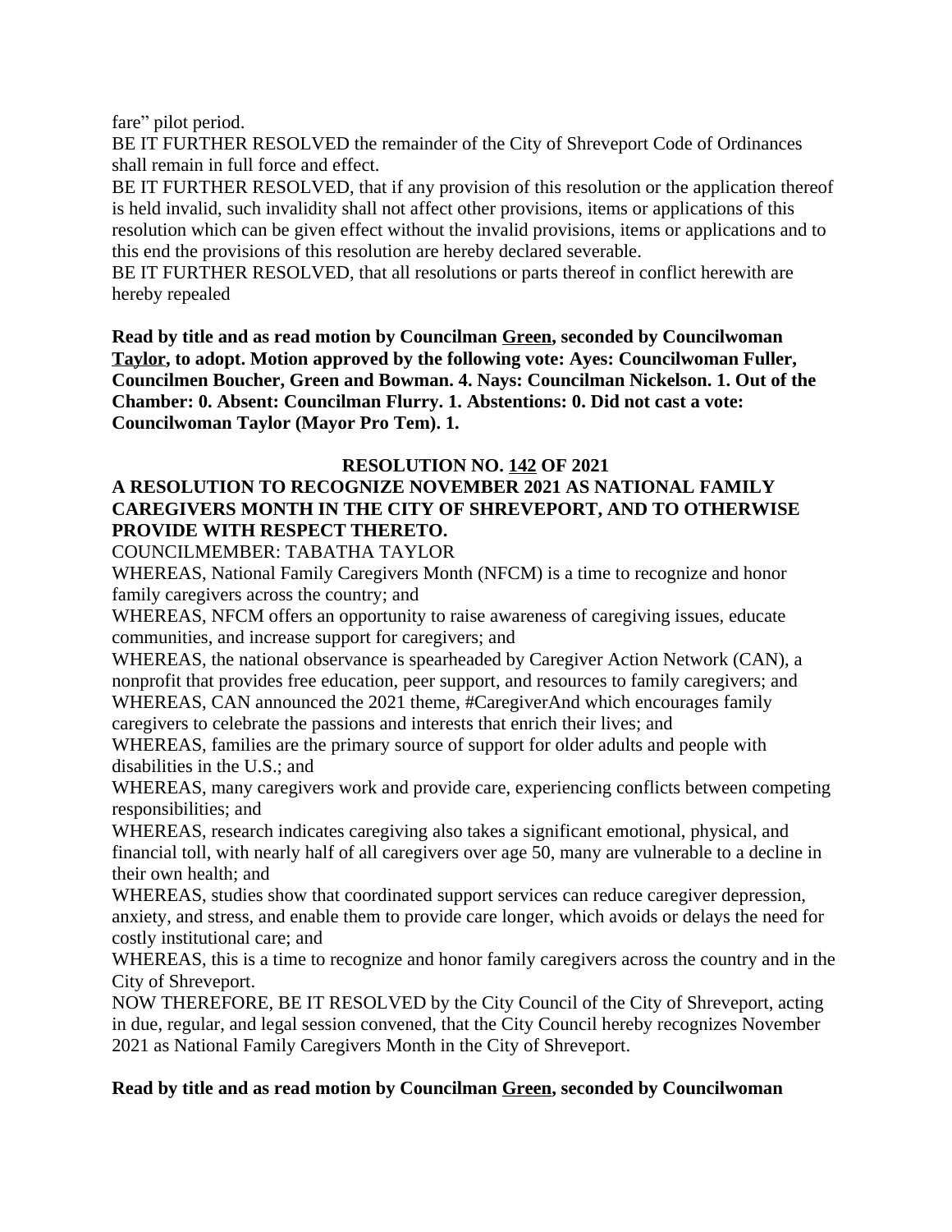fare" pilot period.

BE IT FURTHER RESOLVED the remainder of the City of Shreveport Code of Ordinances shall remain in full force and effect.

BE IT FURTHER RESOLVED, that if any provision of this resolution or the application thereof is held invalid, such invalidity shall not affect other provisions, items or applications of this resolution which can be given effect without the invalid provisions, items or applications and to this end the provisions of this resolution are hereby declared severable.

BE IT FURTHER RESOLVED, that all resolutions or parts thereof in conflict herewith are hereby repealed

**Read by title and as read motion by Councilman Green, seconded by Councilwoman Taylor, to adopt. Motion approved by the following vote: Ayes: Councilwoman Fuller, Councilmen Boucher, Green and Bowman. 4. Nays: Councilman Nickelson. 1. Out of the Chamber: 0. Absent: Councilman Flurry. 1. Abstentions: 0. Did not cast a vote: Councilwoman Taylor (Mayor Pro Tem). 1.**

**RESOLUTION NO. 142 OF 2021**

**A RESOLUTION TO RECOGNIZE NOVEMBER 2021 AS NATIONAL FAMILY CAREGIVERS MONTH IN THE CITY OF SHREVEPORT, AND TO OTHERWISE PROVIDE WITH RESPECT THERETO.**

COUNCILMEMBER: TABATHA TAYLOR

WHEREAS, National Family Caregivers Month (NFCM) is a time to recognize and honor family caregivers across the country; and

WHEREAS, NFCM offers an opportunity to raise awareness of caregiving issues, educate communities, and increase support for caregivers; and

WHEREAS, the national observance is spearheaded by Caregiver Action Network (CAN), a nonprofit that provides free education, peer support, and resources to family caregivers; and

WHEREAS, CAN announced the 2021 theme, #CaregiverAnd which encourages family caregivers to celebrate the passions and interests that enrich their lives; and

WHEREAS, families are the primary source of support for older adults and people with disabilities in the U.S.; and

WHEREAS, many caregivers work and provide care, experiencing conflicts between competing responsibilities; and

WHEREAS, research indicates caregiving also takes a significant emotional, physical, and financial toll, with nearly half of all caregivers over age 50, many are vulnerable to a decline in their own health; and

WHEREAS, studies show that coordinated support services can reduce caregiver depression, anxiety, and stress, and enable them to provide care longer, which avoids or delays the need for costly institutional care; and

WHEREAS, this is a time to recognize and honor family caregivers across the country and in the City of Shreveport.

NOW THEREFORE, BE IT RESOLVED by the City Council of the City of Shreveport, acting in due, regular, and legal session convened, that the City Council hereby recognizes November 2021 as National Family Caregivers Month in the City of Shreveport.

**Read by title and as read motion by Councilman Green, seconded by Councilwoman**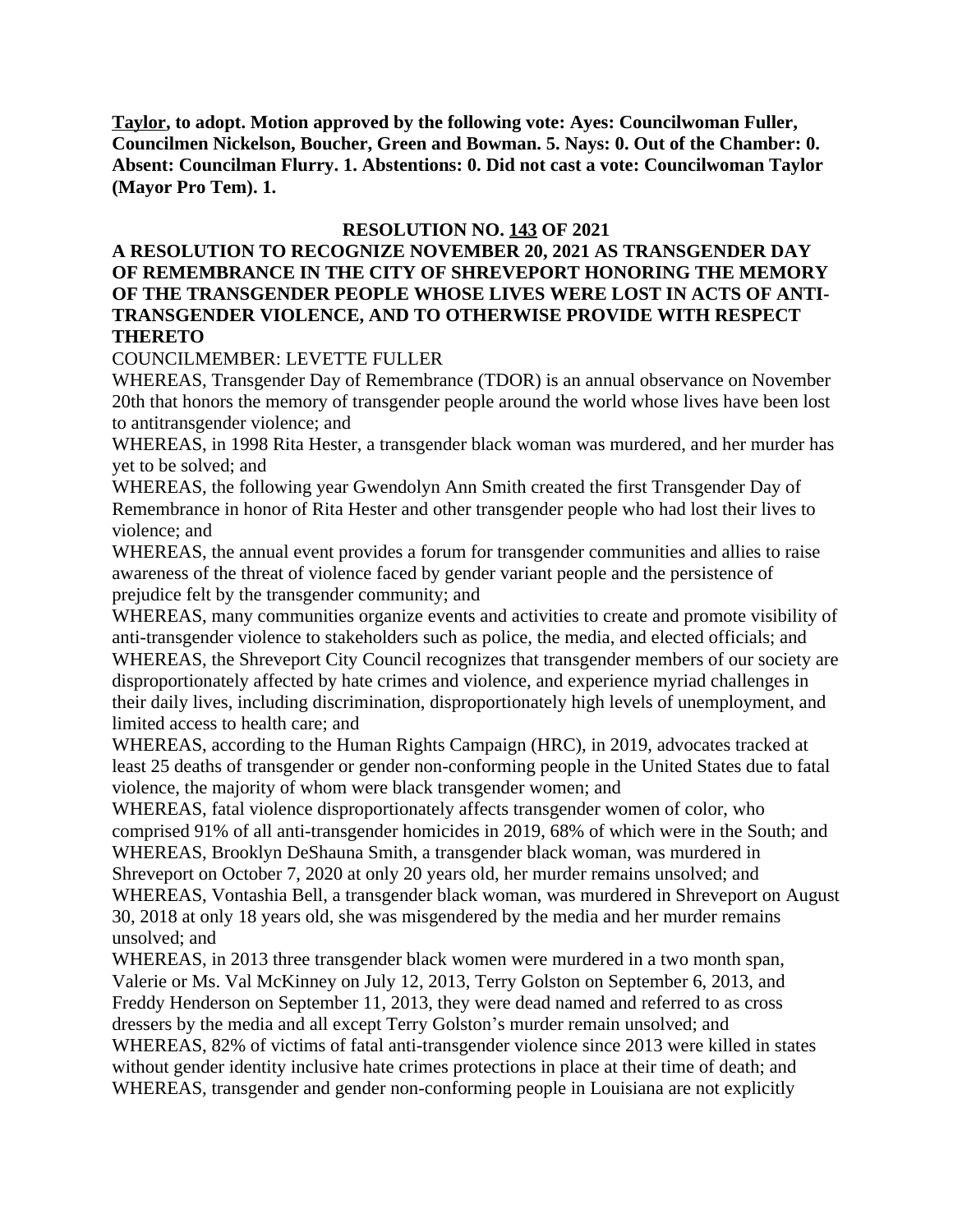**<u>Taylor</u>, to adopt. Motion approved by the following vote: Ayes: Councilwoman Fuller, Councilmen Nickelson, Boucher, Green and Bowman. 5. Nays: 0. Out of the Chamber: 0. Absent: Councilman Flurry. 1. Abstentions: 0. Did not cast a vote: Councilwoman Taylor (Mayor Pro Tem). 1.**

**RESOLUTION NO. <u>143</u> OF 2021**

**A RESOLUTION TO RECOGNIZE NOVEMBER 20, 2021 AS TRANSGENDER DAY OF REMEMBRANCE IN THE CITY OF SHREVEPORT HONORING THE MEMORY OF THE TRANSGENDER PEOPLE WHOSE LIVES WERE LOST IN ACTS OF ANTI-TRANSGENDER VIOLENCE, AND TO OTHERWISE PROVIDE WITH RESPECT THERETO**

COUNCILMEMBER: LEVETTE FULLER

WHEREAS, Transgender Day of Remembrance (TDOR) is an annual observance on November 20th that honors the memory of transgender people around the world whose lives have been lost to antitransgender violence; and

WHEREAS, in 1998 Rita Hester, a transgender black woman was murdered, and her murder has yet to be solved; and

WHEREAS, the following year Gwendolyn Ann Smith created the first Transgender Day of Remembrance in honor of Rita Hester and other transgender people who had lost their lives to violence; and

WHEREAS, the annual event provides a forum for transgender communities and allies to raise awareness of the threat of violence faced by gender variant people and the persistence of prejudice felt by the transgender community; and

WHEREAS, many communities organize events and activities to create and promote visibility of anti-transgender violence to stakeholders such as police, the media, and elected officials; and

WHEREAS, the Shreveport City Council recognizes that transgender members of our society are disproportionately affected by hate crimes and violence, and experience myriad challenges in their daily lives, including discrimination, disproportionately high levels of unemployment, and limited access to health care; and

WHEREAS, according to the Human Rights Campaign (HRC), in 2019, advocates tracked at least 25 deaths of transgender or gender non-conforming people in the United States due to fatal violence, the majority of whom were black transgender women; and

WHEREAS, fatal violence disproportionately affects transgender women of color, who comprised 91% of all anti-transgender homicides in 2019, 68% of which were in the South; and

WHEREAS, Brooklyn DeShauna Smith, a transgender black woman, was murdered in Shreveport on October 7, 2020 at only 20 years old, her murder remains unsolved; and

WHEREAS, Vontashia Bell, a transgender black woman, was murdered in Shreveport on August 30, 2018 at only 18 years old, she was misgendered by the media and her murder remains unsolved; and

WHEREAS, in 2013 three transgender black women were murdered in a two month span, Valerie or Ms. Val McKinney on July 12, 2013, Terry Golston on September 6, 2013, and Freddy Henderson on September 11, 2013, they were dead named and referred to as cross dressers by the media and all except Terry Golston's murder remain unsolved; and

WHEREAS, 82% of victims of fatal anti-transgender violence since 2013 were killed in states without gender identity inclusive hate crimes protections in place at their time of death; and

WHEREAS, transgender and gender non-conforming people in Louisiana are not explicitly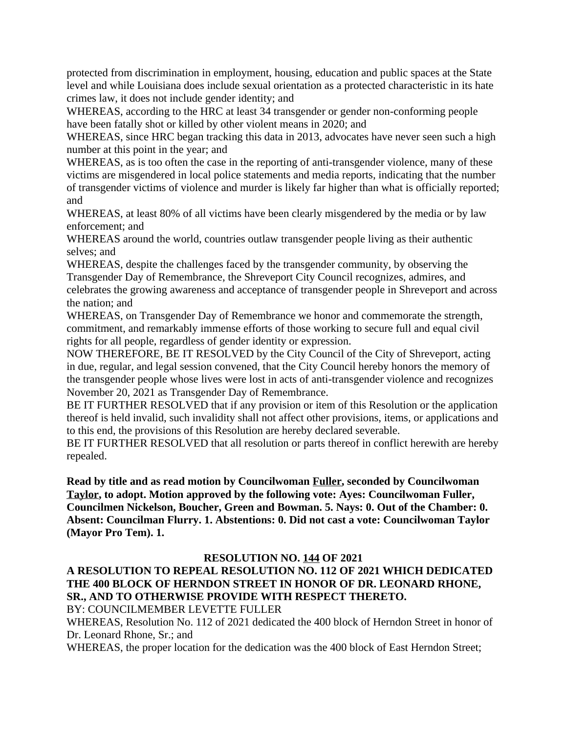protected from discrimination in employment, housing, education and public spaces at the State level and while Louisiana does include sexual orientation as a protected characteristic in its hate crimes law, it does not include gender identity; and

WHEREAS, according to the HRC at least 34 transgender or gender non-conforming people have been fatally shot or killed by other violent means in 2020; and

WHEREAS, since HRC began tracking this data in 2013, advocates have never seen such a high number at this point in the year; and

WHEREAS, as is too often the case in the reporting of anti-transgender violence, many of these victims are misgendered in local police statements and media reports, indicating that the number of transgender victims of violence and murder is likely far higher than what is officially reported; and

WHEREAS, at least 80% of all victims have been clearly misgendered by the media or by law enforcement; and

WHEREAS around the world, countries outlaw transgender people living as their authentic selves; and

WHEREAS, despite the challenges faced by the transgender community, by observing the Transgender Day of Remembrance, the Shreveport City Council recognizes, admires, and celebrates the growing awareness and acceptance of transgender people in Shreveport and across the nation; and

WHEREAS, on Transgender Day of Remembrance we honor and commemorate the strength, commitment, and remarkably immense efforts of those working to secure full and equal civil rights for all people, regardless of gender identity or expression.

NOW THEREFORE, BE IT RESOLVED by the City Council of the City of Shreveport, acting in due, regular, and legal session convened, that the City Council hereby honors the memory of the transgender people whose lives were lost in acts of anti-transgender violence and recognizes November 20, 2021 as Transgender Day of Remembrance.

BE IT FURTHER RESOLVED that if any provision or item of this Resolution or the application thereof is held invalid, such invalidity shall not affect other provisions, items, or applications and to this end, the provisions of this Resolution are hereby declared severable.

BE IT FURTHER RESOLVED that all resolution or parts thereof in conflict herewith are hereby repealed.

**Read by title and as read motion by Councilwoman Fuller, seconded by Councilwoman Taylor, to adopt. Motion approved by the following vote: Ayes: Councilwoman Fuller, Councilmen Nickelson, Boucher, Green and Bowman. 5. Nays: 0. Out of the Chamber: 0. Absent: Councilman Flurry. 1. Abstentions: 0. Did not cast a vote: Councilwoman Taylor (Mayor Pro Tem). 1.**

**RESOLUTION NO. 144 OF 2021**

**A RESOLUTION TO REPEAL RESOLUTION NO. 112 OF 2021 WHICH DEDICATED THE 400 BLOCK OF HERNDON STREET IN HONOR OF DR. LEONARD RHONE, SR., AND TO OTHERWISE PROVIDE WITH RESPECT THERETO.**

BY: COUNCILMEMBER LEVETTE FULLER

WHEREAS, Resolution No. 112 of 2021 dedicated the 400 block of Herndon Street in honor of Dr. Leonard Rhone, Sr.; and

WHEREAS, the proper location for the dedication was the 400 block of East Herndon Street;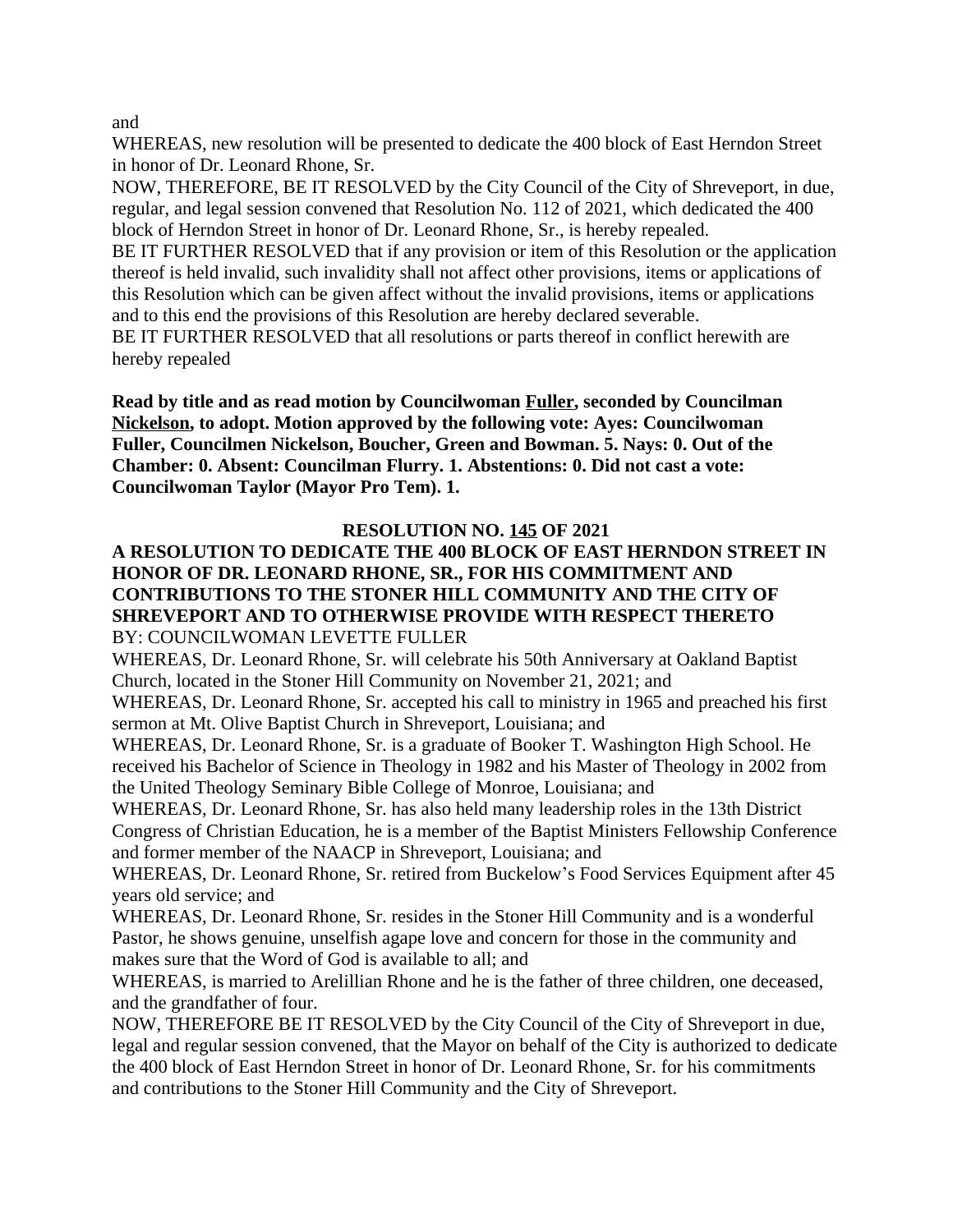and

WHEREAS, new resolution will be presented to dedicate the 400 block of East Herndon Street in honor of Dr. Leonard Rhone, Sr.

NOW, THEREFORE, BE IT RESOLVED by the City Council of the City of Shreveport, in due, regular, and legal session convened that Resolution No. 112 of 2021, which dedicated the 400 block of Herndon Street in honor of Dr. Leonard Rhone, Sr., is hereby repealed.

BE IT FURTHER RESOLVED that if any provision or item of this Resolution or the application thereof is held invalid, such invalidity shall not affect other provisions, items or applications of this Resolution which can be given affect without the invalid provisions, items or applications and to this end the provisions of this Resolution are hereby declared severable.

BE IT FURTHER RESOLVED that all resolutions or parts thereof in conflict herewith are hereby repealed

**Read by title and as read motion by Councilwoman Fuller, seconded by Councilman Nickelson, to adopt. Motion approved by the following vote: Ayes: Councilwoman Fuller, Councilmen Nickelson, Boucher, Green and Bowman. 5. Nays: 0. Out of the Chamber: 0. Absent: Councilman Flurry. 1. Abstentions: 0. Did not cast a vote: Councilwoman Taylor (Mayor Pro Tem). 1.**

**RESOLUTION NO. 145 OF 2021**

**A RESOLUTION TO DEDICATE THE 400 BLOCK OF EAST HERNDON STREET IN HONOR OF DR. LEONARD RHONE, SR., FOR HIS COMMITMENT AND CONTRIBUTIONS TO THE STONER HILL COMMUNITY AND THE CITY OF SHREVEPORT AND TO OTHERWISE PROVIDE WITH RESPECT THERETO**

BY: COUNCILWOMAN LEVETTE FULLER

WHEREAS, Dr. Leonard Rhone, Sr. will celebrate his 50th Anniversary at Oakland Baptist Church, located in the Stoner Hill Community on November 21, 2021; and

WHEREAS, Dr. Leonard Rhone, Sr. accepted his call to ministry in 1965 and preached his first sermon at Mt. Olive Baptist Church in Shreveport, Louisiana; and

WHEREAS, Dr. Leonard Rhone, Sr. is a graduate of Booker T. Washington High School. He received his Bachelor of Science in Theology in 1982 and his Master of Theology in 2002 from the United Theology Seminary Bible College of Monroe, Louisiana; and

WHEREAS, Dr. Leonard Rhone, Sr. has also held many leadership roles in the 13th District Congress of Christian Education, he is a member of the Baptist Ministers Fellowship Conference and former member of the NAACP in Shreveport, Louisiana; and

WHEREAS, Dr. Leonard Rhone, Sr. retired from Buckelow's Food Services Equipment after 45 years old service; and

WHEREAS, Dr. Leonard Rhone, Sr. resides in the Stoner Hill Community and is a wonderful Pastor, he shows genuine, unselfish agape love and concern for those in the community and makes sure that the Word of God is available to all; and

WHEREAS, is married to Arelillian Rhone and he is the father of three children, one deceased, and the grandfather of four.

NOW, THEREFORE BE IT RESOLVED by the City Council of the City of Shreveport in due, legal and regular session convened, that the Mayor on behalf of the City is authorized to dedicate the 400 block of East Herndon Street in honor of Dr. Leonard Rhone, Sr. for his commitments and contributions to the Stoner Hill Community and the City of Shreveport.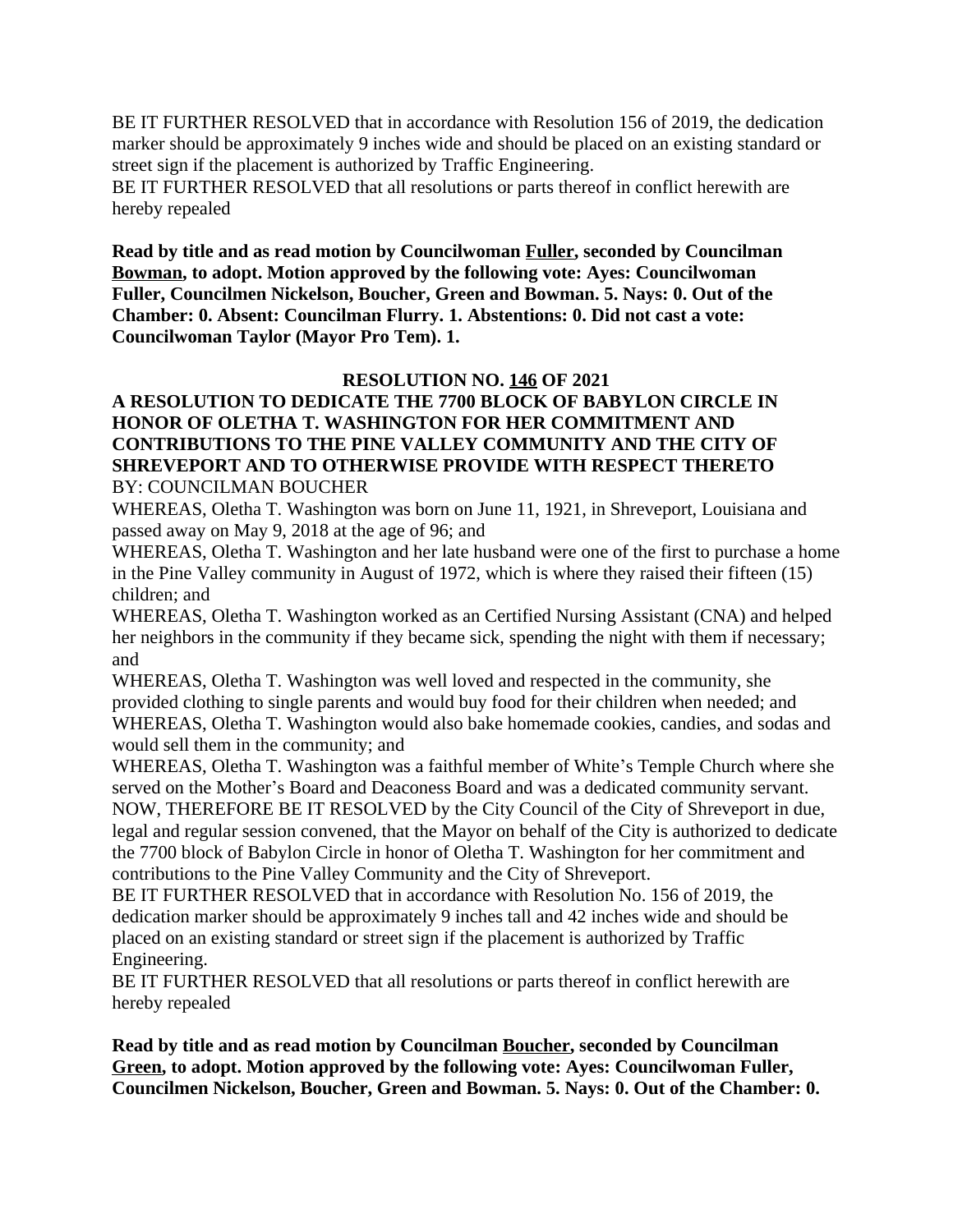BE IT FURTHER RESOLVED that in accordance with Resolution 156 of 2019, the dedication marker should be approximately 9 inches wide and should be placed on an existing standard or street sign if the placement is authorized by Traffic Engineering.
BE IT FURTHER RESOLVED that all resolutions or parts thereof in conflict herewith are hereby repealed

**Read by title and as read motion by Councilwoman Fuller, seconded by Councilman Bowman, to adopt. Motion approved by the following vote: Ayes: Councilwoman Fuller, Councilmen Nickelson, Boucher, Green and Bowman. 5. Nays: 0. Out of the Chamber: 0. Absent: Councilman Flurry. 1. Abstentions: 0. Did not cast a vote: Councilwoman Taylor (Mayor Pro Tem). 1.**

**RESOLUTION NO. 146 OF 2021**

**A RESOLUTION TO DEDICATE THE 7700 BLOCK OF BABYLON CIRCLE IN HONOR OF OLETHA T. WASHINGTON FOR HER COMMITMENT AND CONTRIBUTIONS TO THE PINE VALLEY COMMUNITY AND THE CITY OF SHREVEPORT AND TO OTHERWISE PROVIDE WITH RESPECT THERETO**

BY: COUNCILMAN BOUCHER

WHEREAS, Oletha T. Washington was born on June 11, 1921, in Shreveport, Louisiana and passed away on May 9, 2018 at the age of 96; and

WHEREAS, Oletha T. Washington and her late husband were one of the first to purchase a home in the Pine Valley community in August of 1972, which is where they raised their fifteen (15) children; and

WHEREAS, Oletha T. Washington worked as an Certified Nursing Assistant (CNA) and helped her neighbors in the community if they became sick, spending the night with them if necessary; and

WHEREAS, Oletha T. Washington was well loved and respected in the community, she provided clothing to single parents and would buy food for their children when needed; and

WHEREAS, Oletha T. Washington would also bake homemade cookies, candies, and sodas and would sell them in the community; and

WHEREAS, Oletha T. Washington was a faithful member of White's Temple Church where she served on the Mother's Board and Deaconess Board and was a dedicated community servant.

NOW, THEREFORE BE IT RESOLVED by the City Council of the City of Shreveport in due, legal and regular session convened, that the Mayor on behalf of the City is authorized to dedicate the 7700 block of Babylon Circle in honor of Oletha T. Washington for her commitment and contributions to the Pine Valley Community and the City of Shreveport.

BE IT FURTHER RESOLVED that in accordance with Resolution No. 156 of 2019, the dedication marker should be approximately 9 inches tall and 42 inches wide and should be placed on an existing standard or street sign if the placement is authorized by Traffic Engineering.

BE IT FURTHER RESOLVED that all resolutions or parts thereof in conflict herewith are hereby repealed

**Read by title and as read motion by Councilman Boucher, seconded by Councilman Green, to adopt. Motion approved by the following vote: Ayes: Councilwoman Fuller, Councilmen Nickelson, Boucher, Green and Bowman. 5. Nays: 0. Out of the Chamber: 0.**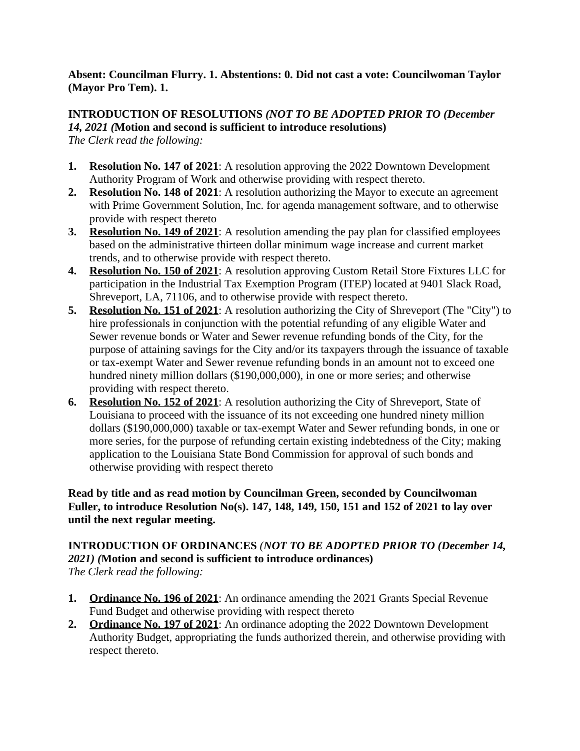**Absent: Councilman Flurry. 1. Abstentions: 0. Did not cast a vote: Councilwoman Taylor (Mayor Pro Tem). 1.**

**INTRODUCTION OF RESOLUTIONS** ***(NOT TO BE ADOPTED PRIOR TO (December 14, 2021 (*****Motion and second is sufficient to introduce resolutions)**
*The Clerk read the following:*

1. **Resolution No. 147 of 2021**: A resolution approving the 2022 Downtown Development Authority Program of Work and otherwise providing with respect thereto.
2. **Resolution No. 148 of 2021**: A resolution authorizing the Mayor to execute an agreement with Prime Government Solution, Inc. for agenda management software, and to otherwise provide with respect thereto
3. **Resolution No. 149 of 2021**: A resolution amending the pay plan for classified employees based on the administrative thirteen dollar minimum wage increase and current market trends, and to otherwise provide with respect thereto.
4. **Resolution No. 150 of 2021**: A resolution approving Custom Retail Store Fixtures LLC for participation in the Industrial Tax Exemption Program (ITEP) located at 9401 Slack Road, Shreveport, LA, 71106, and to otherwise provide with respect thereto.
5. **Resolution No. 151 of 2021**: A resolution authorizing the City of Shreveport (The "City") to hire professionals in conjunction with the potential refunding of any eligible Water and Sewer revenue bonds or Water and Sewer revenue refunding bonds of the City, for the purpose of attaining savings for the City and/or its taxpayers through the issuance of taxable or tax-exempt Water and Sewer revenue refunding bonds in an amount not to exceed one hundred ninety million dollars ($190,000,000), in one or more series; and otherwise providing with respect thereto.
6. **Resolution No. 152 of 2021**: A resolution authorizing the City of Shreveport, State of Louisiana to proceed with the issuance of its not exceeding one hundred ninety million dollars ($190,000,000) taxable or tax-exempt Water and Sewer refunding bonds, in one or more series, for the purpose of refunding certain existing indebtedness of the City; making application to the Louisiana State Bond Commission for approval of such bonds and otherwise providing with respect thereto

**Read by title and as read motion by Councilman Green, seconded by Councilwoman Fuller, to introduce Resolution No(s). 147, 148, 149, 150, 151 and 152 of 2021 to lay over until the next regular meeting.**

**INTRODUCTION OF ORDINANCES** ***(NOT TO BE ADOPTED PRIOR TO (December 14, 2021) (*****Motion and second is sufficient to introduce ordinances)**
*The Clerk read the following:*

1. **Ordinance No. 196 of 2021**: An ordinance amending the 2021 Grants Special Revenue Fund Budget and otherwise providing with respect thereto
2. **Ordinance No. 197 of 2021**: An ordinance adopting the 2022 Downtown Development Authority Budget, appropriating the funds authorized therein, and otherwise providing with respect thereto.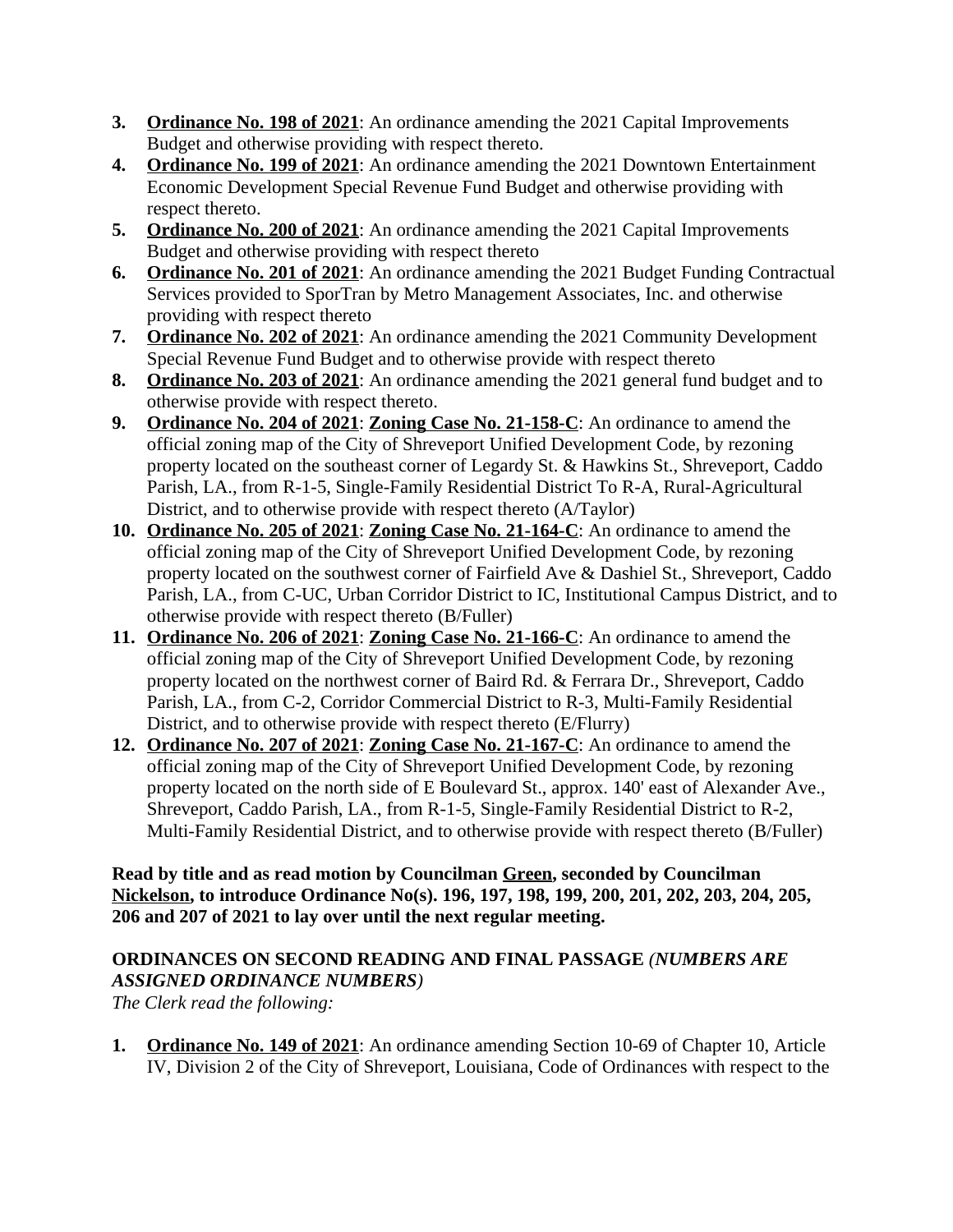3. **Ordinance No. 198 of 2021**: An ordinance amending the 2021 Capital Improvements Budget and otherwise providing with respect thereto.
4. **Ordinance No. 199 of 2021**: An ordinance amending the 2021 Downtown Entertainment Economic Development Special Revenue Fund Budget and otherwise providing with respect thereto.
5. **Ordinance No. 200 of 2021**: An ordinance amending the 2021 Capital Improvements Budget and otherwise providing with respect thereto
6. **Ordinance No. 201 of 2021**: An ordinance amending the 2021 Budget Funding Contractual Services provided to SporTran by Metro Management Associates, Inc. and otherwise providing with respect thereto
7. **Ordinance No. 202 of 2021**: An ordinance amending the 2021 Community Development Special Revenue Fund Budget and to otherwise provide with respect thereto
8. **Ordinance No. 203 of 2021**: An ordinance amending the 2021 general fund budget and to otherwise provide with respect thereto.
9. **Ordinance No. 204 of 2021**: **Zoning Case No. 21-158-C**: An ordinance to amend the official zoning map of the City of Shreveport Unified Development Code, by rezoning property located on the southeast corner of Legardy St. & Hawkins St., Shreveport, Caddo Parish, LA., from R-1-5, Single-Family Residential District To R-A, Rural-Agricultural District, and to otherwise provide with respect thereto (A/Taylor)
10. **Ordinance No. 205 of 2021**: **Zoning Case No. 21-164-C**: An ordinance to amend the official zoning map of the City of Shreveport Unified Development Code, by rezoning property located on the southwest corner of Fairfield Ave & Dashiel St., Shreveport, Caddo Parish, LA., from C-UC, Urban Corridor District to IC, Institutional Campus District, and to otherwise provide with respect thereto (B/Fuller)
11. **Ordinance No. 206 of 2021**: **Zoning Case No. 21-166-C**: An ordinance to amend the official zoning map of the City of Shreveport Unified Development Code, by rezoning property located on the northwest corner of Baird Rd. & Ferrara Dr., Shreveport, Caddo Parish, LA., from C-2, Corridor Commercial District to R-3, Multi-Family Residential District, and to otherwise provide with respect thereto (E/Flurry)
12. **Ordinance No. 207 of 2021**: **Zoning Case No. 21-167-C**: An ordinance to amend the official zoning map of the City of Shreveport Unified Development Code, by rezoning property located on the north side of E Boulevard St., approx. 140' east of Alexander Ave., Shreveport, Caddo Parish, LA., from R-1-5, Single-Family Residential District to R-2, Multi-Family Residential District, and to otherwise provide with respect thereto (B/Fuller)

**Read by title and as read motion by Councilman Green, seconded by Councilman Nickelson, to introduce Ordinance No(s). 196, 197, 198, 199, 200, 201, 202, 203, 204, 205, 206 and 207 of 2021 to lay over until the next regular meeting.**

**ORDINANCES ON SECOND READING AND FINAL PASSAGE** ***(NUMBERS ARE ASSIGNED ORDINANCE NUMBERS)***

*The Clerk read the following:*

1. **Ordinance No. 149 of 2021**: An ordinance amending Section 10-69 of Chapter 10, Article IV, Division 2 of the City of Shreveport, Louisiana, Code of Ordinances with respect to the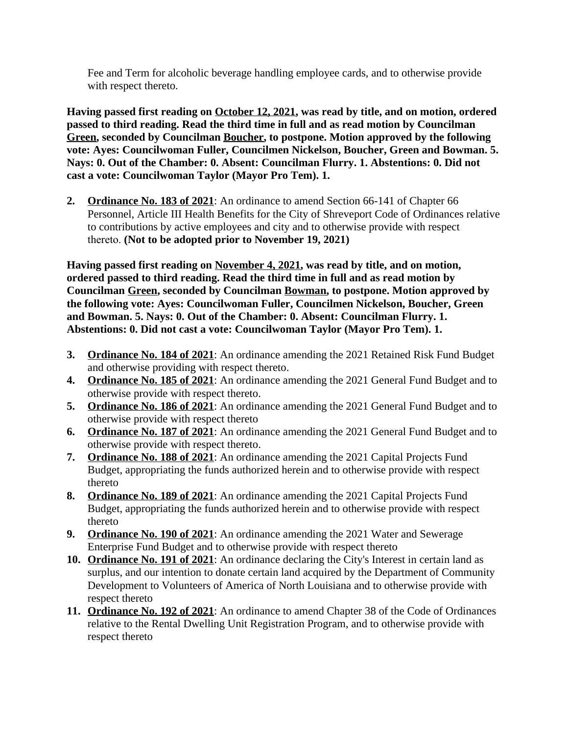Fee and Term for alcoholic beverage handling employee cards, and to otherwise provide with respect thereto.

**Having passed first reading on October 12, 2021, was read by title, and on motion, ordered passed to third reading. Read the third time in full and as read motion by Councilman Green, seconded by Councilman Boucher, to postpone. Motion approved by the following vote: Ayes: Councilwoman Fuller, Councilmen Nickelson, Boucher, Green and Bowman. 5. Nays: 0. Out of the Chamber: 0. Absent: Councilman Flurry. 1. Abstentions: 0. Did not cast a vote: Councilwoman Taylor (Mayor Pro Tem). 1.**

2. **Ordinance No. 183 of 2021**: An ordinance to amend Section 66-141 of Chapter 66 Personnel, Article III Health Benefits for the City of Shreveport Code of Ordinances relative to contributions by active employees and city and to otherwise provide with respect thereto. **(Not to be adopted prior to November 19, 2021)**

**Having passed first reading on November 4, 2021, was read by title, and on motion, ordered passed to third reading. Read the third time in full and as read motion by Councilman Green, seconded by Councilman Bowman, to postpone. Motion approved by the following vote: Ayes: Councilwoman Fuller, Councilmen Nickelson, Boucher, Green and Bowman. 5. Nays: 0. Out of the Chamber: 0. Absent: Councilman Flurry. 1. Abstentions: 0. Did not cast a vote: Councilwoman Taylor (Mayor Pro Tem). 1.**

3. **Ordinance No. 184 of 2021**: An ordinance amending the 2021 Retained Risk Fund Budget and otherwise providing with respect thereto.
4. **Ordinance No. 185 of 2021**: An ordinance amending the 2021 General Fund Budget and to otherwise provide with respect thereto.
5. **Ordinance No. 186 of 2021**: An ordinance amending the 2021 General Fund Budget and to otherwise provide with respect thereto
6. **Ordinance No. 187 of 2021**: An ordinance amending the 2021 General Fund Budget and to otherwise provide with respect thereto.
7. **Ordinance No. 188 of 2021**: An ordinance amending the 2021 Capital Projects Fund Budget, appropriating the funds authorized herein and to otherwise provide with respect thereto
8. **Ordinance No. 189 of 2021**: An ordinance amending the 2021 Capital Projects Fund Budget, appropriating the funds authorized herein and to otherwise provide with respect thereto
9. **Ordinance No. 190 of 2021**: An ordinance amending the 2021 Water and Sewerage Enterprise Fund Budget and to otherwise provide with respect thereto
10. **Ordinance No. 191 of 2021**: An ordinance declaring the City's Interest in certain land as surplus, and our intention to donate certain land acquired by the Department of Community Development to Volunteers of America of North Louisiana and to otherwise provide with respect thereto
11. **Ordinance No. 192 of 2021**: An ordinance to amend Chapter 38 of the Code of Ordinances relative to the Rental Dwelling Unit Registration Program, and to otherwise provide with respect thereto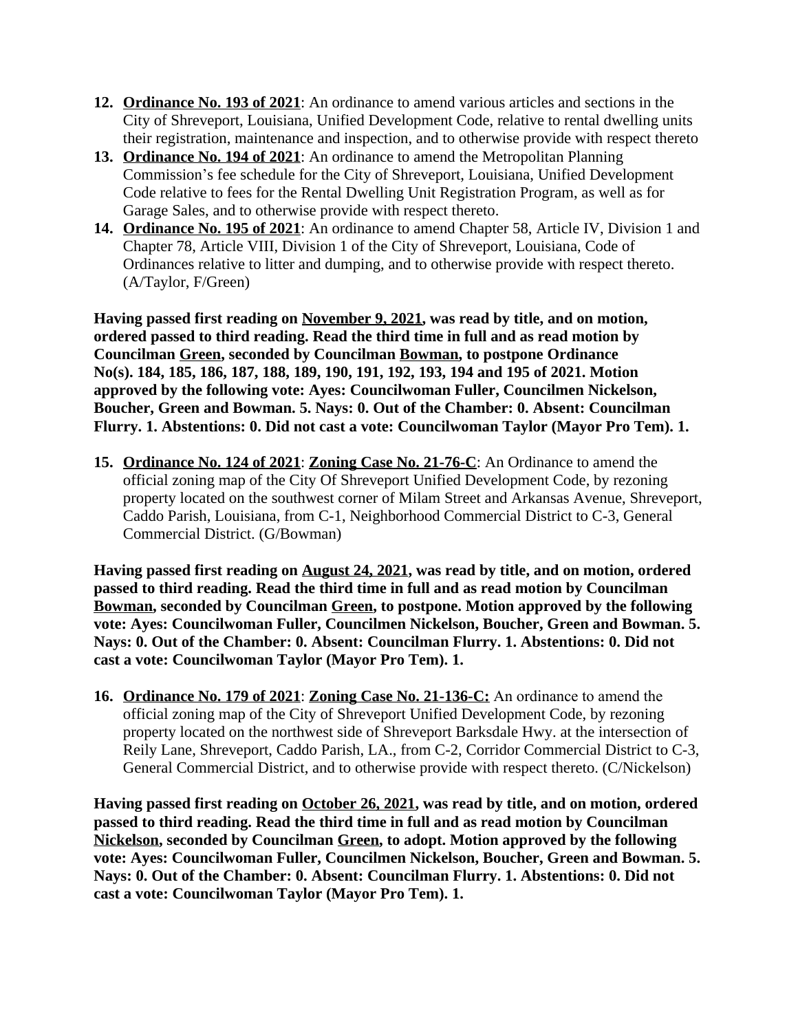12. **Ordinance No. 193 of 2021**: An ordinance to amend various articles and sections in the City of Shreveport, Louisiana, Unified Development Code, relative to rental dwelling units their registration, maintenance and inspection, and to otherwise provide with respect thereto
13. **Ordinance No. 194 of 2021**: An ordinance to amend the Metropolitan Planning Commission's fee schedule for the City of Shreveport, Louisiana, Unified Development Code relative to fees for the Rental Dwelling Unit Registration Program, as well as for Garage Sales, and to otherwise provide with respect thereto.
14. **Ordinance No. 195 of 2021**: An ordinance to amend Chapter 58, Article IV, Division 1 and Chapter 78, Article VIII, Division 1 of the City of Shreveport, Louisiana, Code of Ordinances relative to litter and dumping, and to otherwise provide with respect thereto. (A/Taylor, F/Green)

**Having passed first reading on November 9, 2021, was read by title, and on motion, ordered passed to third reading. Read the third time in full and as read motion by Councilman Green, seconded by Councilman Bowman, to postpone Ordinance No(s). 184, 185, 186, 187, 188, 189, 190, 191, 192, 193, 194 and 195 of 2021. Motion approved by the following vote: Ayes: Councilwoman Fuller, Councilmen Nickelson, Boucher, Green and Bowman. 5. Nays: 0. Out of the Chamber: 0. Absent: Councilman Flurry. 1. Abstentions: 0. Did not cast a vote: Councilwoman Taylor (Mayor Pro Tem). 1.**

15. **Ordinance No. 124 of 2021**: **Zoning Case No. 21-76-C**: An Ordinance to amend the official zoning map of the City Of Shreveport Unified Development Code, by rezoning property located on the southwest corner of Milam Street and Arkansas Avenue, Shreveport, Caddo Parish, Louisiana, from C-1, Neighborhood Commercial District to C-3, General Commercial District. (G/Bowman)

**Having passed first reading on August 24, 2021, was read by title, and on motion, ordered passed to third reading. Read the third time in full and as read motion by Councilman Bowman, seconded by Councilman Green, to postpone. Motion approved by the following vote: Ayes: Councilwoman Fuller, Councilmen Nickelson, Boucher, Green and Bowman. 5. Nays: 0. Out of the Chamber: 0. Absent: Councilman Flurry. 1. Abstentions: 0. Did not cast a vote: Councilwoman Taylor (Mayor Pro Tem). 1.**

16. **Ordinance No. 179 of 2021**: **Zoning Case No. 21-136-C:** An ordinance to amend the official zoning map of the City of Shreveport Unified Development Code, by rezoning property located on the northwest side of Shreveport Barksdale Hwy. at the intersection of Reily Lane, Shreveport, Caddo Parish, LA., from C-2, Corridor Commercial District to C-3, General Commercial District, and to otherwise provide with respect thereto. (C/Nickelson)

**Having passed first reading on October 26, 2021, was read by title, and on motion, ordered passed to third reading. Read the third time in full and as read motion by Councilman Nickelson, seconded by Councilman Green, to adopt. Motion approved by the following vote: Ayes: Councilwoman Fuller, Councilmen Nickelson, Boucher, Green and Bowman. 5. Nays: 0. Out of the Chamber: 0. Absent: Councilman Flurry. 1. Abstentions: 0. Did not cast a vote: Councilwoman Taylor (Mayor Pro Tem). 1.**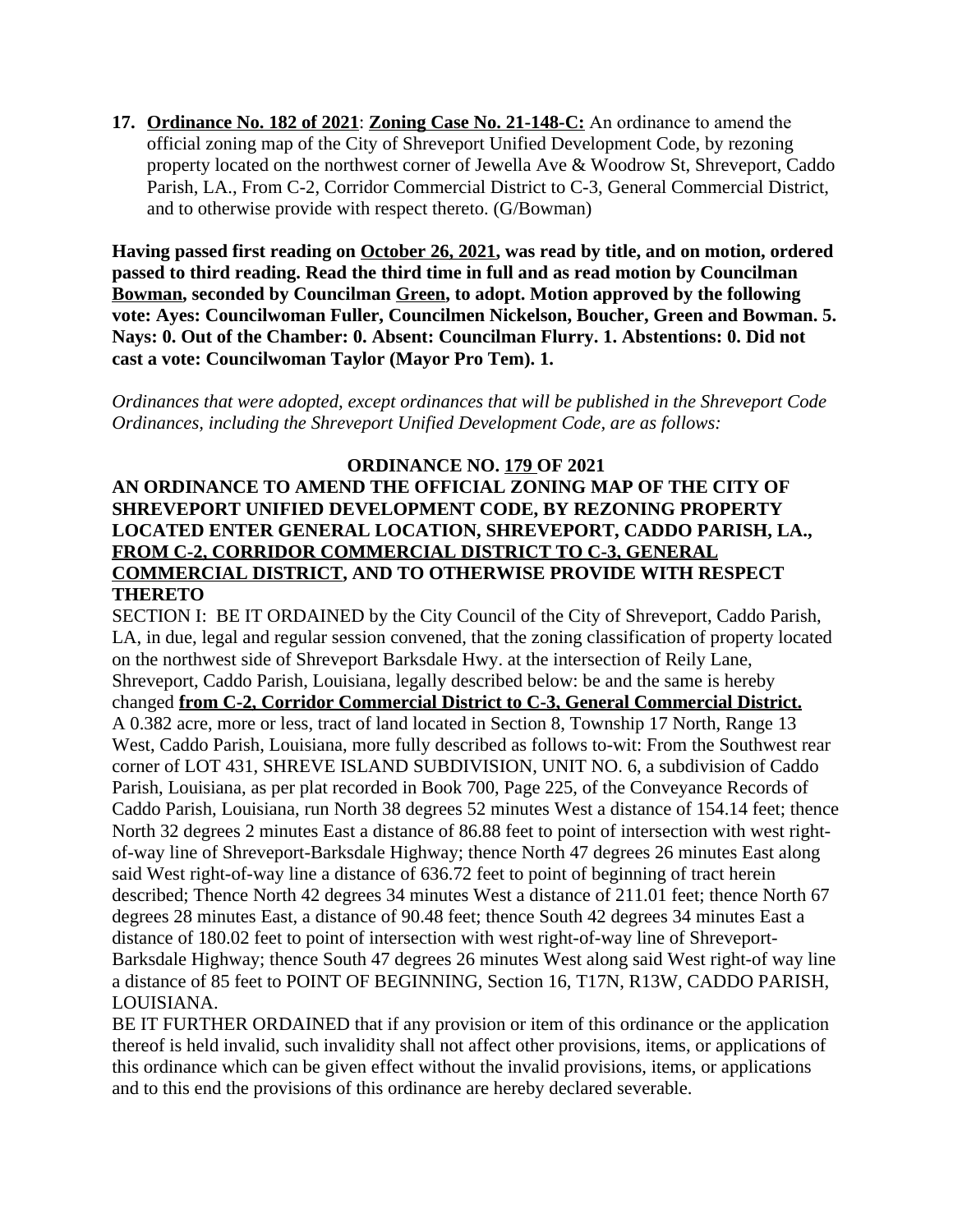17. **<u>Ordinance No. 182 of 2021</u>**: **<u>Zoning Case No. 21-148-C:</u>** An ordinance to amend the official zoning map of the City of Shreveport Unified Development Code, by rezoning property located on the northwest corner of Jewella Ave & Woodrow St, Shreveport, Caddo Parish, LA., From C-2, Corridor Commercial District to C-3, General Commercial District, and to otherwise provide with respect thereto. (G/Bowman)

**Having passed first reading on <u>October 26, 2021</u>, was read by title, and on motion, ordered passed to third reading. Read the third time in full and as read motion by Councilman <u>Bowman</u>, seconded by Councilman <u>Green</u>, to adopt. Motion approved by the following vote: Ayes: Councilwoman Fuller, Councilmen Nickelson, Boucher, Green and Bowman. 5. Nays: 0. Out of the Chamber: 0. Absent: Councilman Flurry. 1. Abstentions: 0. Did not cast a vote: Councilwoman Taylor (Mayor Pro Tem). 1.**

*Ordinances that were adopted, except ordinances that will be published in the Shreveport Code Ordinances, including the Shreveport Unified Development Code, are as follows:*

**ORDINANCE NO. <u>179</u> OF 2021**

**AN ORDINANCE TO AMEND THE OFFICIAL ZONING MAP OF THE CITY OF SHREVEPORT UNIFIED DEVELOPMENT CODE, BY REZONING PROPERTY LOCATED ENTER GENERAL LOCATION, SHREVEPORT, CADDO PARISH, LA., <u>FROM C-2, CORRIDOR COMMERCIAL DISTRICT TO C-3, GENERAL COMMERCIAL DISTRICT</u>, AND TO OTHERWISE PROVIDE WITH RESPECT THERETO**

SECTION I: BE IT ORDAINED by the City Council of the City of Shreveport, Caddo Parish, LA, in due, legal and regular session convened, that the zoning classification of property located on the northwest side of Shreveport Barksdale Hwy. at the intersection of Reily Lane, Shreveport, Caddo Parish, Louisiana, legally described below: be and the same is hereby changed **<u>from C-2, Corridor Commercial District to C-3, General Commercial District.</u>**

A 0.382 acre, more or less, tract of land located in Section 8, Township 17 North, Range 13 West, Caddo Parish, Louisiana, more fully described as follows to-wit: From the Southwest rear corner of LOT 431, SHREVE ISLAND SUBDIVISION, UNIT NO. 6, a subdivision of Caddo Parish, Louisiana, as per plat recorded in Book 700, Page 225, of the Conveyance Records of Caddo Parish, Louisiana, run North 38 degrees 52 minutes West a distance of 154.14 feet; thence North 32 degrees 2 minutes East a distance of 86.88 feet to point of intersection with west right-of-way line of Shreveport-Barksdale Highway; thence North 47 degrees 26 minutes East along said West right-of-way line a distance of 636.72 feet to point of beginning of tract herein described; Thence North 42 degrees 34 minutes West a distance of 211.01 feet; thence North 67 degrees 28 minutes East, a distance of 90.48 feet; thence South 42 degrees 34 minutes East a distance of 180.02 feet to point of intersection with west right-of-way line of Shreveport-Barksdale Highway; thence South 47 degrees 26 minutes West along said West right-of way line a distance of 85 feet to POINT OF BEGINNING, Section 16, T17N, R13W, CADDO PARISH, LOUISIANA.

BE IT FURTHER ORDAINED that if any provision or item of this ordinance or the application thereof is held invalid, such invalidity shall not affect other provisions, items, or applications of this ordinance which can be given effect without the invalid provisions, items, or applications and to this end the provisions of this ordinance are hereby declared severable.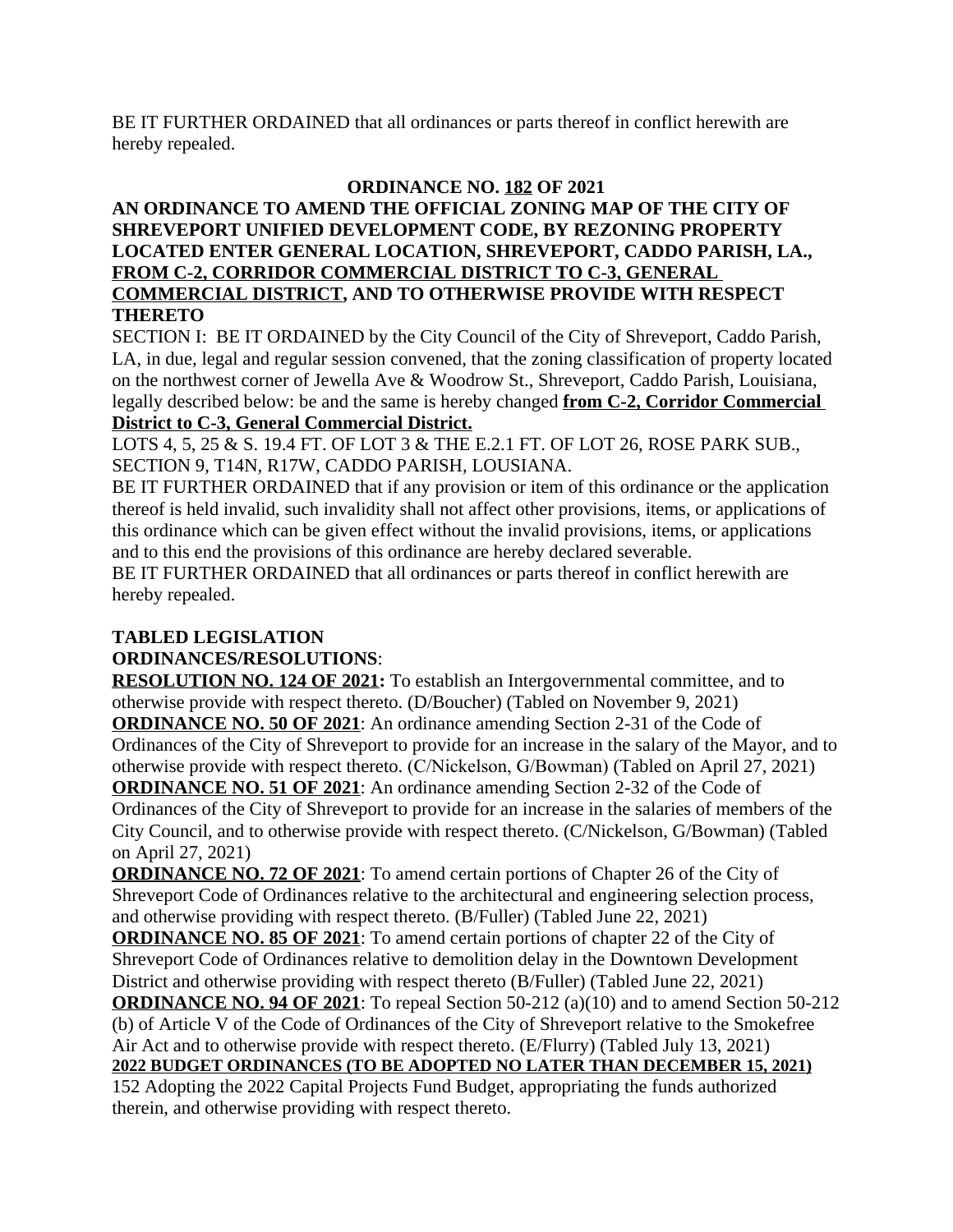BE IT FURTHER ORDAINED that all ordinances or parts thereof in conflict herewith are hereby repealed.

**ORDINANCE NO. 182 OF 2021**

**AN ORDINANCE TO AMEND THE OFFICIAL ZONING MAP OF THE CITY OF SHREVEPORT UNIFIED DEVELOPMENT CODE, BY REZONING PROPERTY LOCATED ENTER GENERAL LOCATION, SHREVEPORT, CADDO PARISH, LA., FROM C-2, CORRIDOR COMMERCIAL DISTRICT TO C-3, GENERAL COMMERCIAL DISTRICT, AND TO OTHERWISE PROVIDE WITH RESPECT THERETO**

SECTION I: BE IT ORDAINED by the City Council of the City of Shreveport, Caddo Parish, LA, in due, legal and regular session convened, that the zoning classification of property located on the northwest corner of Jewella Ave & Woodrow St., Shreveport, Caddo Parish, Louisiana, legally described below: be and the same is hereby changed **from C-2, Corridor Commercial District to C-3, General Commercial District.**

LOTS 4, 5, 25 & S. 19.4 FT. OF LOT 3 & THE E.2.1 FT. OF LOT 26, ROSE PARK SUB., SECTION 9, T14N, R17W, CADDO PARISH, LOUSIANA.

BE IT FURTHER ORDAINED that if any provision or item of this ordinance or the application thereof is held invalid, such invalidity shall not affect other provisions, items, or applications of this ordinance which can be given effect without the invalid provisions, items, or applications and to this end the provisions of this ordinance are hereby declared severable.

BE IT FURTHER ORDAINED that all ordinances or parts thereof in conflict herewith are hereby repealed.

**TABLED LEGISLATION**

**ORDINANCES/RESOLUTIONS**:

**RESOLUTION NO. 124 OF 2021:** To establish an Intergovernmental committee, and to otherwise provide with respect thereto. (D/Boucher) (Tabled on November 9, 2021)

**ORDINANCE NO. 50 OF 2021**: An ordinance amending Section 2-31 of the Code of Ordinances of the City of Shreveport to provide for an increase in the salary of the Mayor, and to otherwise provide with respect thereto. (C/Nickelson, G/Bowman) (Tabled on April 27, 2021)

**ORDINANCE NO. 51 OF 2021**: An ordinance amending Section 2-32 of the Code of Ordinances of the City of Shreveport to provide for an increase in the salaries of members of the City Council, and to otherwise provide with respect thereto. (C/Nickelson, G/Bowman) (Tabled on April 27, 2021)

**ORDINANCE NO. 72 OF 2021**: To amend certain portions of Chapter 26 of the City of Shreveport Code of Ordinances relative to the architectural and engineering selection process, and otherwise providing with respect thereto. (B/Fuller) (Tabled June 22, 2021)

**ORDINANCE NO. 85 OF 2021**: To amend certain portions of chapter 22 of the City of Shreveport Code of Ordinances relative to demolition delay in the Downtown Development District and otherwise providing with respect thereto (B/Fuller) (Tabled June 22, 2021)

**ORDINANCE NO. 94 OF 2021**: To repeal Section 50-212 (a)(10) and to amend Section 50-212 (b) of Article V of the Code of Ordinances of the City of Shreveport relative to the Smokefree Air Act and to otherwise provide with respect thereto. (E/Flurry) (Tabled July 13, 2021)

**2022 BUDGET ORDINANCES (TO BE ADOPTED NO LATER THAN DECEMBER 15, 2021)**

152 Adopting the 2022 Capital Projects Fund Budget, appropriating the funds authorized therein, and otherwise providing with respect thereto.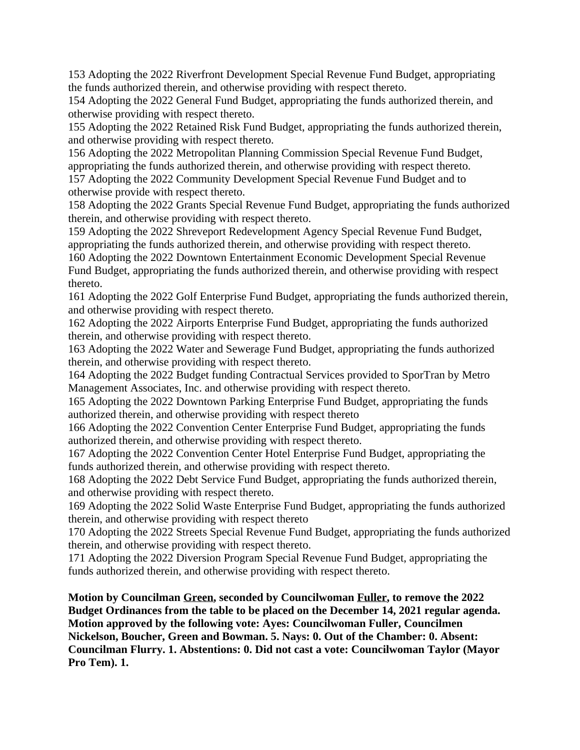153 Adopting the 2022 Riverfront Development Special Revenue Fund Budget, appropriating the funds authorized therein, and otherwise providing with respect thereto.
154 Adopting the 2022 General Fund Budget, appropriating the funds authorized therein, and otherwise providing with respect thereto.
155 Adopting the 2022 Retained Risk Fund Budget, appropriating the funds authorized therein, and otherwise providing with respect thereto.
156 Adopting the 2022 Metropolitan Planning Commission Special Revenue Fund Budget, appropriating the funds authorized therein, and otherwise providing with respect thereto.
157 Adopting the 2022 Community Development Special Revenue Fund Budget and to otherwise provide with respect thereto.
158 Adopting the 2022 Grants Special Revenue Fund Budget, appropriating the funds authorized therein, and otherwise providing with respect thereto.
159 Adopting the 2022 Shreveport Redevelopment Agency Special Revenue Fund Budget, appropriating the funds authorized therein, and otherwise providing with respect thereto.
160 Adopting the 2022 Downtown Entertainment Economic Development Special Revenue Fund Budget, appropriating the funds authorized therein, and otherwise providing with respect thereto.
161 Adopting the 2022 Golf Enterprise Fund Budget, appropriating the funds authorized therein, and otherwise providing with respect thereto.
162 Adopting the 2022 Airports Enterprise Fund Budget, appropriating the funds authorized therein, and otherwise providing with respect thereto.
163 Adopting the 2022 Water and Sewerage Fund Budget, appropriating the funds authorized therein, and otherwise providing with respect thereto.
164 Adopting the 2022 Budget funding Contractual Services provided to SporTran by Metro Management Associates, Inc. and otherwise providing with respect thereto.
165 Adopting the 2022 Downtown Parking Enterprise Fund Budget, appropriating the funds authorized therein, and otherwise providing with respect thereto
166 Adopting the 2022 Convention Center Enterprise Fund Budget, appropriating the funds authorized therein, and otherwise providing with respect thereto.
167 Adopting the 2022 Convention Center Hotel Enterprise Fund Budget, appropriating the funds authorized therein, and otherwise providing with respect thereto.
168 Adopting the 2022 Debt Service Fund Budget, appropriating the funds authorized therein, and otherwise providing with respect thereto.
169 Adopting the 2022 Solid Waste Enterprise Fund Budget, appropriating the funds authorized therein, and otherwise providing with respect thereto
170 Adopting the 2022 Streets Special Revenue Fund Budget, appropriating the funds authorized therein, and otherwise providing with respect thereto.
171 Adopting the 2022 Diversion Program Special Revenue Fund Budget, appropriating the funds authorized therein, and otherwise providing with respect thereto.

**Motion by Councilman Green, seconded by Councilwoman Fuller, to remove the 2022 Budget Ordinances from the table to be placed on the December 14, 2021 regular agenda. Motion approved by the following vote: Ayes: Councilwoman Fuller, Councilmen Nickelson, Boucher, Green and Bowman. 5. Nays: 0. Out of the Chamber: 0. Absent: Councilman Flurry. 1. Abstentions: 0. Did not cast a vote: Councilwoman Taylor (Mayor Pro Tem). 1.**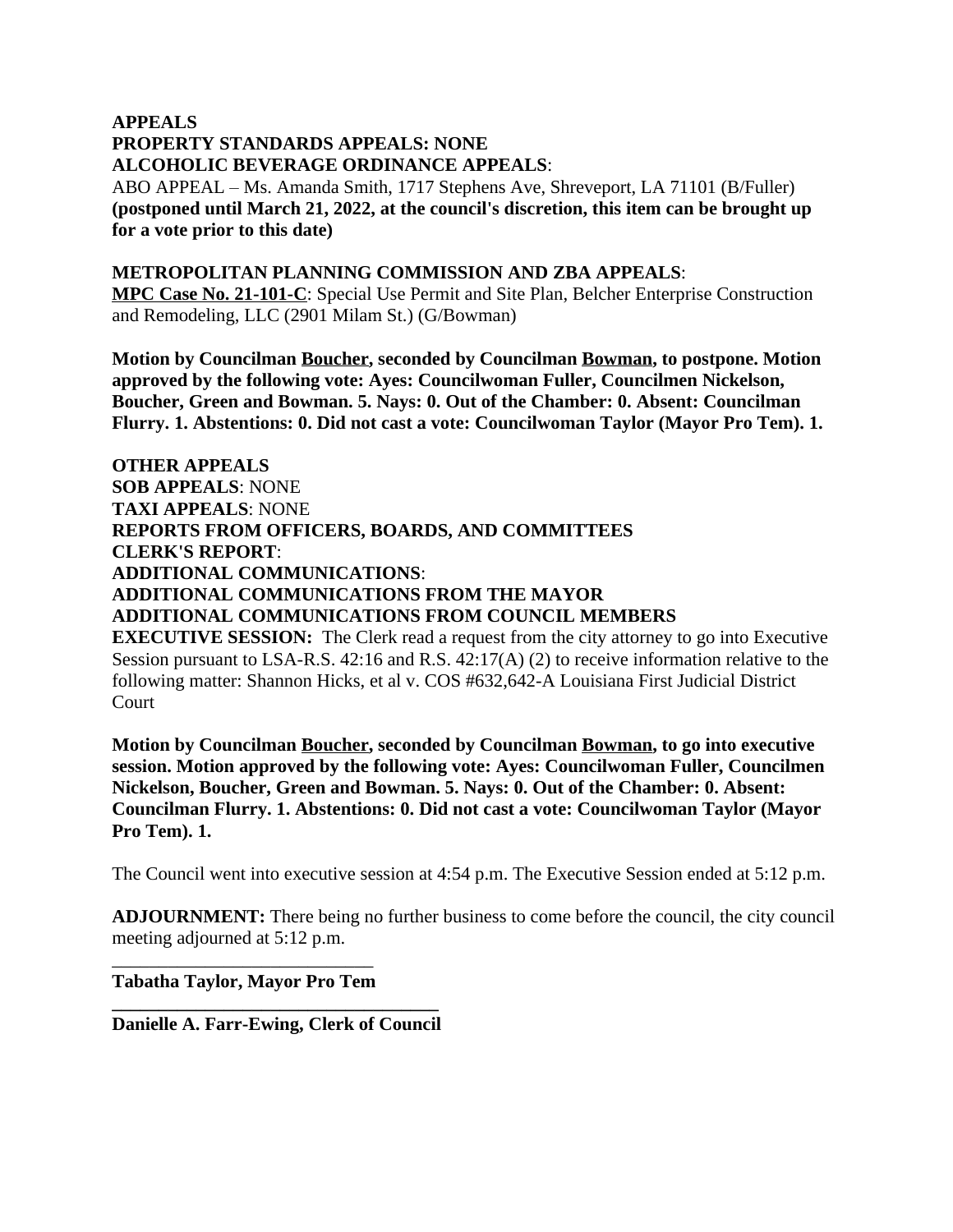**APPEALS**
**PROPERTY STANDARDS APPEALS: NONE**
**ALCOHOLIC BEVERAGE ORDINANCE APPEALS**:
ABO APPEAL – Ms. Amanda Smith, 1717 Stephens Ave, Shreveport, LA 71101 (B/Fuller) **(postponed until March 21, 2022, at the council's discretion, this item can be brought up for a vote prior to this date)**

**METROPOLITAN PLANNING COMMISSION AND ZBA APPEALS**:
**MPC Case No. 21-101-C**: Special Use Permit and Site Plan, Belcher Enterprise Construction and Remodeling, LLC (2901 Milam St.) (G/Bowman)

**Motion by Councilman Boucher, seconded by Councilman Bowman, to postpone. Motion approved by the following vote: Ayes: Councilwoman Fuller, Councilmen Nickelson, Boucher, Green and Bowman. 5. Nays: 0. Out of the Chamber: 0. Absent: Councilman Flurry. 1. Abstentions: 0. Did not cast a vote: Councilwoman Taylor (Mayor Pro Tem). 1.**

**OTHER APPEALS**
**SOB APPEALS**: NONE
**TAXI APPEALS**: NONE
**REPORTS FROM OFFICERS, BOARDS, AND COMMITTEES**
**CLERK'S REPORT**:
**ADDITIONAL COMMUNICATIONS**:
**ADDITIONAL COMMUNICATIONS FROM THE MAYOR**
**ADDITIONAL COMMUNICATIONS FROM COUNCIL MEMBERS**
**EXECUTIVE SESSION:** The Clerk read a request from the city attorney to go into Executive Session pursuant to LSA-R.S. 42:16 and R.S. 42:17(A) (2) to receive information relative to the following matter: Shannon Hicks, et al v. COS #632,642-A Louisiana First Judicial District Court

**Motion by Councilman Boucher, seconded by Councilman Bowman, to go into executive session. Motion approved by the following vote: Ayes: Councilwoman Fuller, Councilmen Nickelson, Boucher, Green and Bowman. 5. Nays: 0. Out of the Chamber: 0. Absent: Councilman Flurry. 1. Abstentions: 0. Did not cast a vote: Councilwoman Taylor (Mayor Pro Tem). 1.**

The Council went into executive session at 4:54 p.m. The Executive Session ended at 5:12 p.m.

**ADJOURNMENT:** There being no further business to come before the council, the city council meeting adjourned at 5:12 p.m.

____________________________
**Tabatha Taylor, Mayor Pro Tem**

____________________________________
**Danielle A. Farr-Ewing, Clerk of Council**